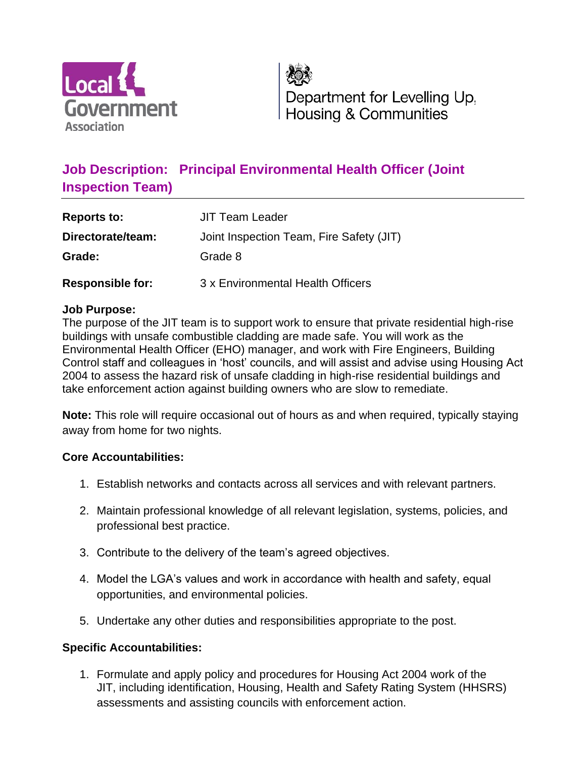Local Government Association

Department for Levelling Up, Housing & Communities

# Job Description: Principal Environmental Health Officer (Joint Inspection Team)

| | |
|---|---|
| **Reports to:** | JIT Team Leader |
| **Directorate/team:** | Joint Inspection Team, Fire Safety (JIT) |
| **Grade:** | Grade 8 |
| **Responsible for:** | 3 x Environmental Health Officers |

**Job Purpose:**
The purpose of the JIT team is to support work to ensure that private residential high-rise buildings with unsafe combustible cladding are made safe. You will work as the Environmental Health Officer (EHO) manager, and work with Fire Engineers, Building Control staff and colleagues in 'host' councils, and will assist and advise using Housing Act 2004 to assess the hazard risk of unsafe cladding in high-rise residential buildings and take enforcement action against building owners who are slow to remediate.

**Note:** This role will require occasional out of hours as and when required, typically staying away from home for two nights.

**Core Accountabilities:**

1. Establish networks and contacts across all services and with relevant partners.
2. Maintain professional knowledge of all relevant legislation, systems, policies, and professional best practice.
3. Contribute to the delivery of the team's agreed objectives.
4. Model the LGA's values and work in accordance with health and safety, equal opportunities, and environmental policies.
5. Undertake any other duties and responsibilities appropriate to the post.

**Specific Accountabilities:**

1. Formulate and apply policy and procedures for Housing Act 2004 work of the JIT, including identification, Housing, Health and Safety Rating System (HHSRS) assessments and assisting councils with enforcement action.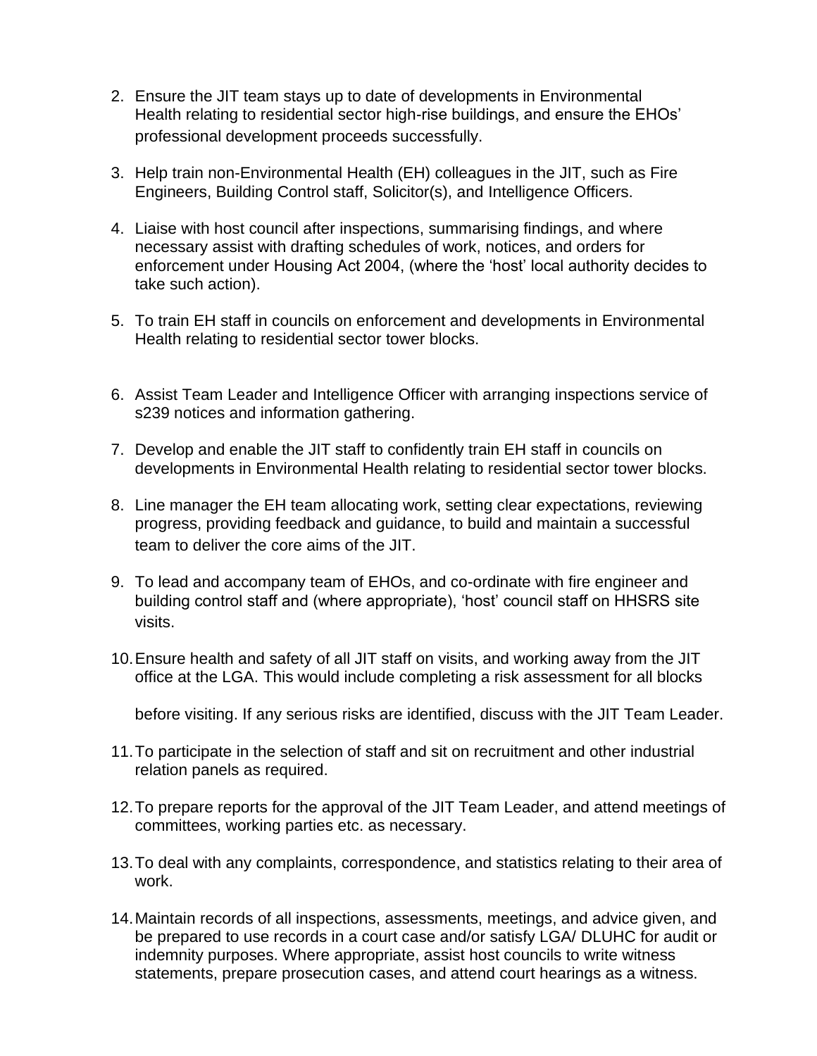2. Ensure the JIT team stays up to date of developments in Environmental Health relating to residential sector high-rise buildings, and ensure the EHOs' professional development proceeds successfully.

3. Help train non-Environmental Health (EH) colleagues in the JIT, such as Fire Engineers, Building Control staff, Solicitor(s), and Intelligence Officers.

4. Liaise with host council after inspections, summarising findings, and where necessary assist with drafting schedules of work, notices, and orders for enforcement under Housing Act 2004, (where the 'host' local authority decides to take such action).

5. To train EH staff in councils on enforcement and developments in Environmental Health relating to residential sector tower blocks.

6. Assist Team Leader and Intelligence Officer with arranging inspections service of s239 notices and information gathering.

7. Develop and enable the JIT staff to confidently train EH staff in councils on developments in Environmental Health relating to residential sector tower blocks.

8. Line manager the EH team allocating work, setting clear expectations, reviewing progress, providing feedback and guidance, to build and maintain a successful team to deliver the core aims of the JIT.

9. To lead and accompany team of EHOs, and co-ordinate with fire engineer and building control staff and (where appropriate), 'host' council staff on HHSRS site visits.

10. Ensure health and safety of all JIT staff on visits, and working away from the JIT office at the LGA. This would include completing a risk assessment for all blocks before visiting. If any serious risks are identified, discuss with the JIT Team Leader.

11. To participate in the selection of staff and sit on recruitment and other industrial relation panels as required.

12. To prepare reports for the approval of the JIT Team Leader, and attend meetings of committees, working parties etc. as necessary.

13. To deal with any complaints, correspondence, and statistics relating to their area of work.

14. Maintain records of all inspections, assessments, meetings, and advice given, and be prepared to use records in a court case and/or satisfy LGA/ DLUHC for audit or indemnity purposes. Where appropriate, assist host councils to write witness statements, prepare prosecution cases, and attend court hearings as a witness.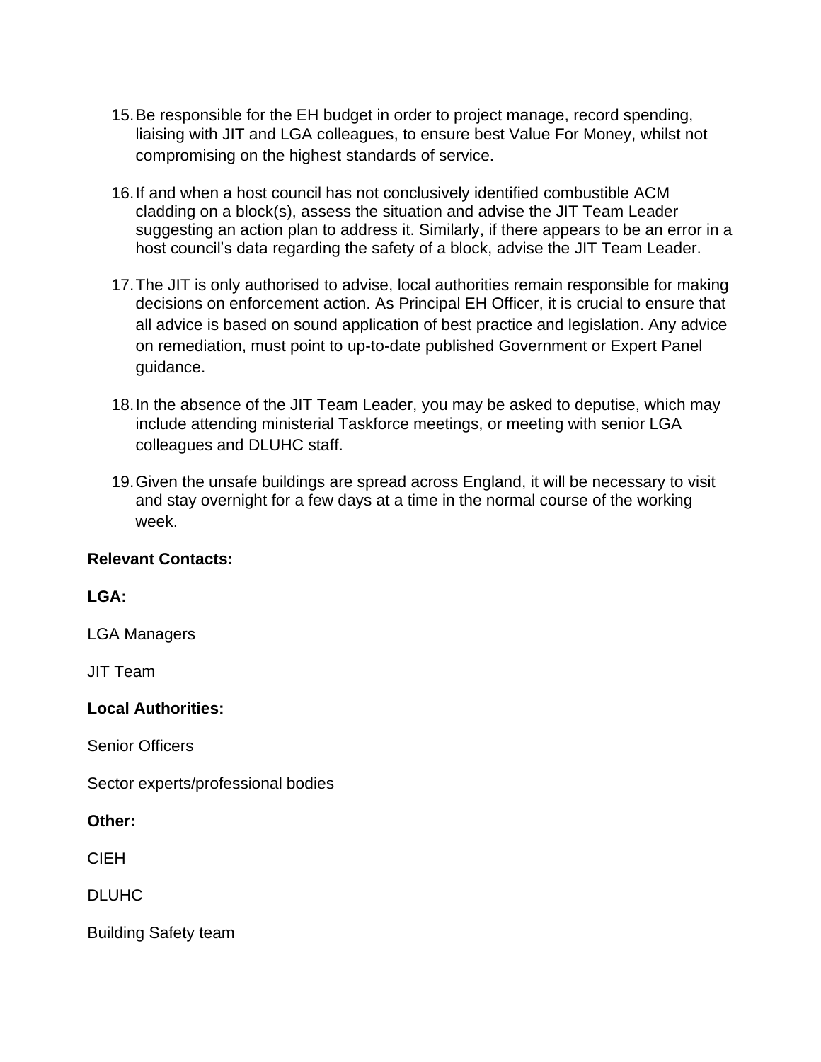15. Be responsible for the EH budget in order to project manage, record spending, liaising with JIT and LGA colleagues, to ensure best Value For Money, whilst not compromising on the highest standards of service.

16. If and when a host council has not conclusively identified combustible ACM cladding on a block(s), assess the situation and advise the JIT Team Leader suggesting an action plan to address it. Similarly, if there appears to be an error in a host council's data regarding the safety of a block, advise the JIT Team Leader.

17. The JIT is only authorised to advise, local authorities remain responsible for making decisions on enforcement action. As Principal EH Officer, it is crucial to ensure that all advice is based on sound application of best practice and legislation. Any advice on remediation, must point to up-to-date published Government or Expert Panel guidance.

18. In the absence of the JIT Team Leader, you may be asked to deputise, which may include attending ministerial Taskforce meetings, or meeting with senior LGA colleagues and DLUHC staff.

19. Given the unsafe buildings are spread across England, it will be necessary to visit and stay overnight for a few days at a time in the normal course of the working week.

**Relevant Contacts:**

**LGA:**

LGA Managers

JIT Team

**Local Authorities:**

Senior Officers

Sector experts/professional bodies

**Other:**

CIEH

DLUHC

Building Safety team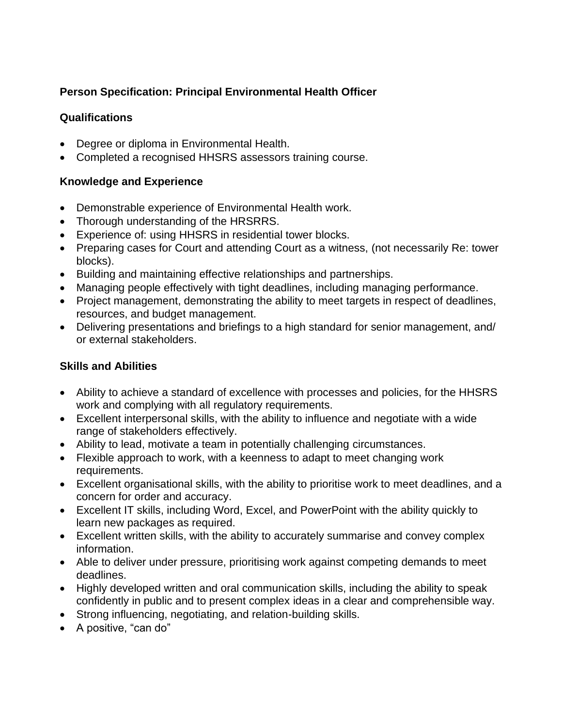**Person Specification: Principal Environmental Health Officer**

**Qualifications**

- Degree or diploma in Environmental Health.
- Completed a recognised HHSRS assessors training course.

**Knowledge and Experience**

- Demonstrable experience of Environmental Health work.
- Thorough understanding of the HRSRRS.
- Experience of: using HHSRS in residential tower blocks.
- Preparing cases for Court and attending Court as a witness, (not necessarily Re: tower blocks).
- Building and maintaining effective relationships and partnerships.
- Managing people effectively with tight deadlines, including managing performance.
- Project management, demonstrating the ability to meet targets in respect of deadlines, resources, and budget management.
- Delivering presentations and briefings to a high standard for senior management, and/ or external stakeholders.

**Skills and Abilities**

- Ability to achieve a standard of excellence with processes and policies, for the HHSRS work and complying with all regulatory requirements.
- Excellent interpersonal skills, with the ability to influence and negotiate with a wide range of stakeholders effectively.
- Ability to lead, motivate a team in potentially challenging circumstances.
- Flexible approach to work, with a keenness to adapt to meet changing work requirements.
- Excellent organisational skills, with the ability to prioritise work to meet deadlines, and a concern for order and accuracy.
- Excellent IT skills, including Word, Excel, and PowerPoint with the ability quickly to learn new packages as required.
- Excellent written skills, with the ability to accurately summarise and convey complex information.
- Able to deliver under pressure, prioritising work against competing demands to meet deadlines.
- Highly developed written and oral communication skills, including the ability to speak confidently in public and to present complex ideas in a clear and comprehensible way.
- Strong influencing, negotiating, and relation-building skills.
- A positive, “can do”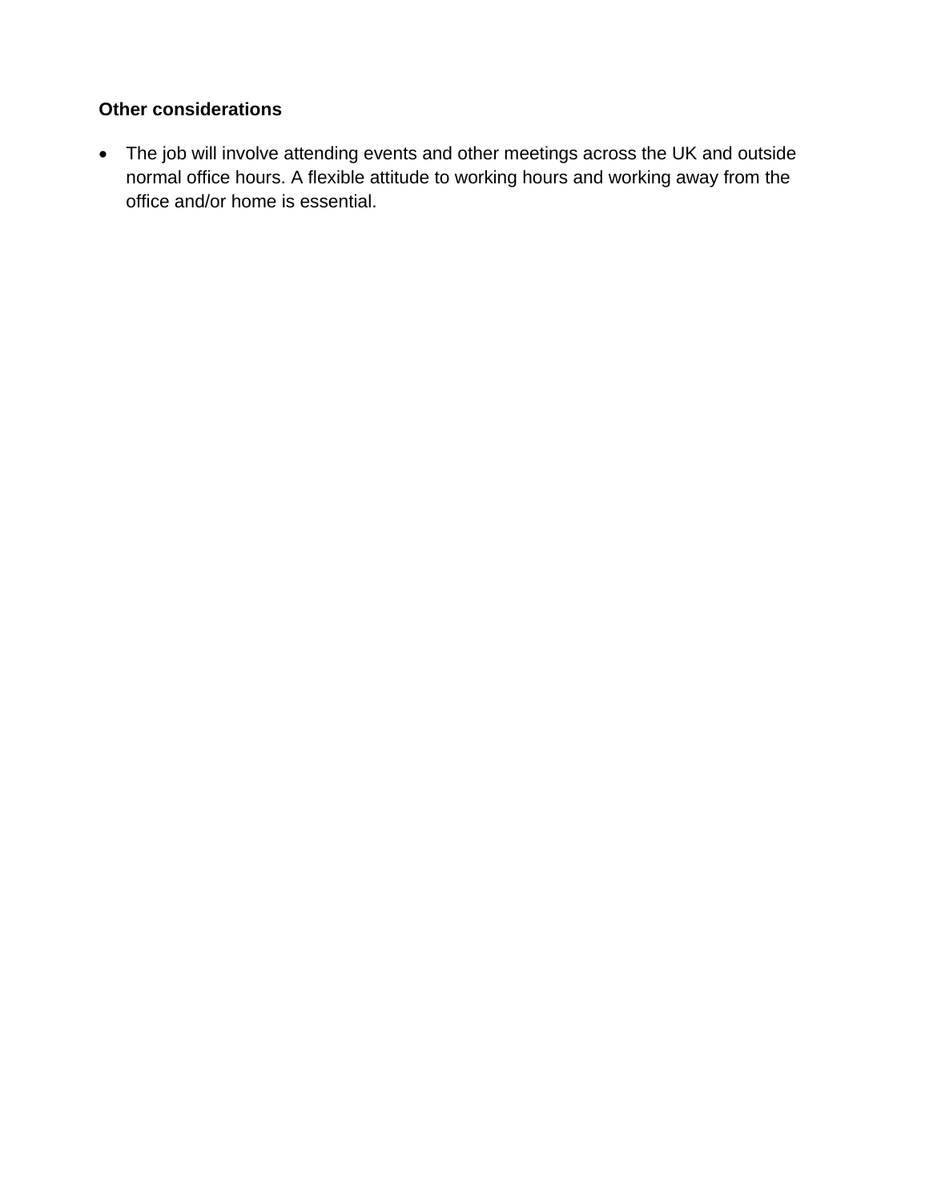**Other considerations**

- The job will involve attending events and other meetings across the UK and outside normal office hours. A flexible attitude to working hours and working away from the office and/or home is essential.